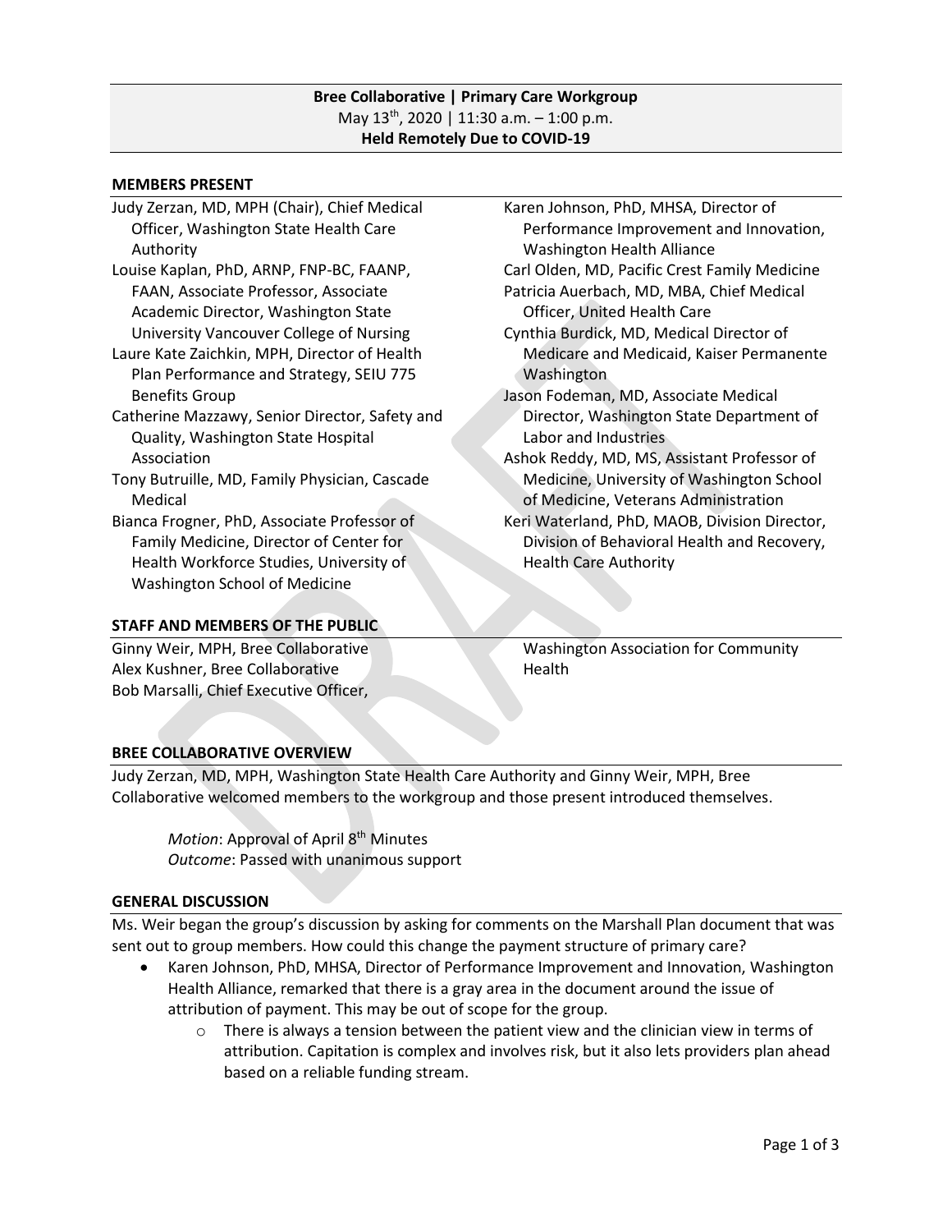**Bree Collaborative | Primary Care Workgroup**
May 13th, 2020 | 11:30 a.m. – 1:00 p.m.
**Held Remotely Due to COVID-19**

## MEMBERS PRESENT

- Judy Zerzan, MD, MPH (Chair), Chief Medical Officer, Washington State Health Care Authority
- Louise Kaplan, PhD, ARNP, FNP-BC, FAANP, FAAN, Associate Professor, Associate Academic Director, Washington State University Vancouver College of Nursing
- Laure Kate Zaichkin, MPH, Director of Health Plan Performance and Strategy, SEIU 775 Benefits Group
- Catherine Mazzawy, Senior Director, Safety and Quality, Washington State Hospital Association
- Tony Butruille, MD, Family Physician, Cascade Medical
- Bianca Frogner, PhD, Associate Professor of Family Medicine, Director of Center for Health Workforce Studies, University of Washington School of Medicine
- Karen Johnson, PhD, MHSA, Director of Performance Improvement and Innovation, Washington Health Alliance
- Carl Olden, MD, Pacific Crest Family Medicine
- Patricia Auerbach, MD, MBA, Chief Medical Officer, United Health Care
- Cynthia Burdick, MD, Medical Director of Medicare and Medicaid, Kaiser Permanente Washington
- Jason Fodeman, MD, Associate Medical Director, Washington State Department of Labor and Industries
- Ashok Reddy, MD, MS, Assistant Professor of Medicine, University of Washington School of Medicine, Veterans Administration
- Keri Waterland, PhD, MAOB, Division Director, Division of Behavioral Health and Recovery, Health Care Authority

## STAFF AND MEMBERS OF THE PUBLIC

- Ginny Weir, MPH, Bree Collaborative
- Alex Kushner, Bree Collaborative
- Bob Marsalli, Chief Executive Officer, Washington Association for Community Health

## BREE COLLABORATIVE OVERVIEW

Judy Zerzan, MD, MPH, Washington State Health Care Authority and Ginny Weir, MPH, Bree Collaborative welcomed members to the workgroup and those present introduced themselves.

> *Motion*: Approval of April 8th Minutes
> *Outcome*: Passed with unanimous support

## GENERAL DISCUSSION

Ms. Weir began the group's discussion by asking for comments on the Marshall Plan document that was sent out to group members. How could this change the payment structure of primary care?

- Karen Johnson, PhD, MHSA, Director of Performance Improvement and Innovation, Washington Health Alliance, remarked that there is a gray area in the document around the issue of attribution of payment. This may be out of scope for the group.
  - There is always a tension between the patient view and the clinician view in terms of attribution. Capitation is complex and involves risk, but it also lets providers plan ahead based on a reliable funding stream.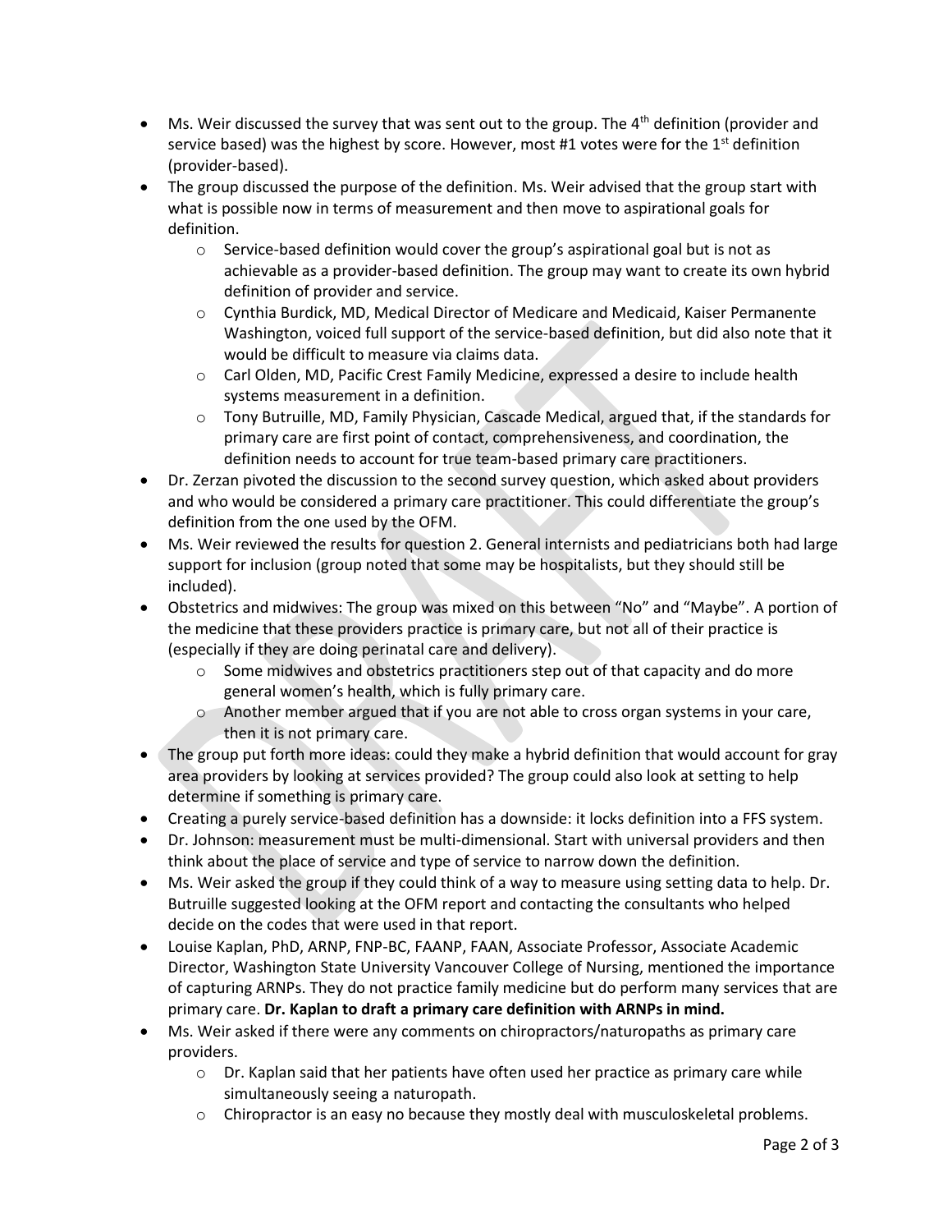- Ms. Weir discussed the survey that was sent out to the group. The 4th definition (provider and service based) was the highest by score. However, most #1 votes were for the 1st definition (provider-based).
- The group discussed the purpose of the definition. Ms. Weir advised that the group start with what is possible now in terms of measurement and then move to aspirational goals for definition.
  - Service-based definition would cover the group's aspirational goal but is not as achievable as a provider-based definition. The group may want to create its own hybrid definition of provider and service.
  - Cynthia Burdick, MD, Medical Director of Medicare and Medicaid, Kaiser Permanente Washington, voiced full support of the service-based definition, but did also note that it would be difficult to measure via claims data.
  - Carl Olden, MD, Pacific Crest Family Medicine, expressed a desire to include health systems measurement in a definition.
  - Tony Butruille, MD, Family Physician, Cascade Medical, argued that, if the standards for primary care are first point of contact, comprehensiveness, and coordination, the definition needs to account for true team-based primary care practitioners.
- Dr. Zerzan pivoted the discussion to the second survey question, which asked about providers and who would be considered a primary care practitioner. This could differentiate the group's definition from the one used by the OFM.
- Ms. Weir reviewed the results for question 2. General internists and pediatricians both had large support for inclusion (group noted that some may be hospitalists, but they should still be included).
- Obstetrics and midwives: The group was mixed on this between "No" and "Maybe". A portion of the medicine that these providers practice is primary care, but not all of their practice is (especially if they are doing perinatal care and delivery).
  - Some midwives and obstetrics practitioners step out of that capacity and do more general women's health, which is fully primary care.
  - Another member argued that if you are not able to cross organ systems in your care, then it is not primary care.
- The group put forth more ideas: could they make a hybrid definition that would account for gray area providers by looking at services provided? The group could also look at setting to help determine if something is primary care.
- Creating a purely service-based definition has a downside: it locks definition into a FFS system.
- Dr. Johnson: measurement must be multi-dimensional. Start with universal providers and then think about the place of service and type of service to narrow down the definition.
- Ms. Weir asked the group if they could think of a way to measure using setting data to help. Dr. Butruille suggested looking at the OFM report and contacting the consultants who helped decide on the codes that were used in that report.
- Louise Kaplan, PhD, ARNP, FNP-BC, FAANP, FAAN, Associate Professor, Associate Academic Director, Washington State University Vancouver College of Nursing, mentioned the importance of capturing ARNPs. They do not practice family medicine but do perform many services that are primary care. **Dr. Kaplan to draft a primary care definition with ARNPs in mind.**
- Ms. Weir asked if there were any comments on chiropractors/naturopaths as primary care providers.
  - Dr. Kaplan said that her patients have often used her practice as primary care while simultaneously seeing a naturopath.
  - Chiropractor is an easy no because they mostly deal with musculoskeletal problems.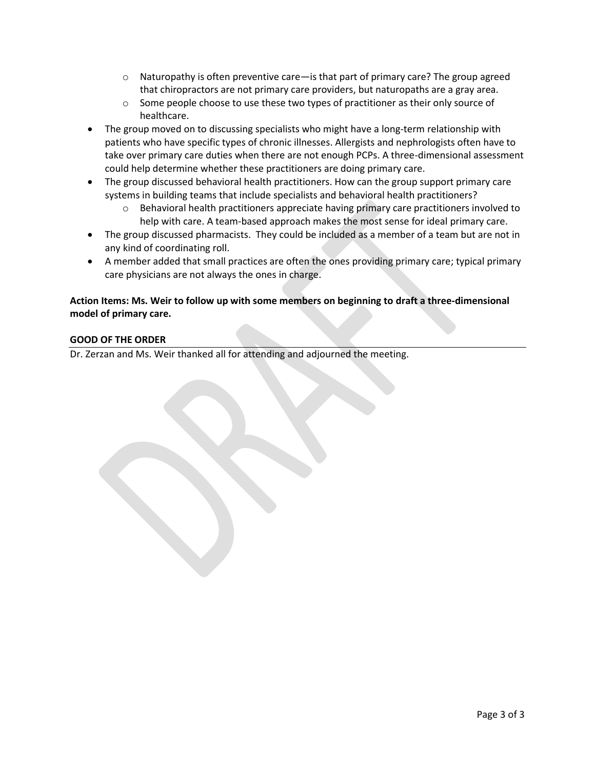- Naturopathy is often preventive care—is that part of primary care? The group agreed that chiropractors are not primary care providers, but naturopaths are a gray area.
  - Some people choose to use these two types of practitioner as their only source of healthcare.
- The group moved on to discussing specialists who might have a long-term relationship with patients who have specific types of chronic illnesses. Allergists and nephrologists often have to take over primary care duties when there are not enough PCPs. A three-dimensional assessment could help determine whether these practitioners are doing primary care.
- The group discussed behavioral health practitioners. How can the group support primary care systems in building teams that include specialists and behavioral health practitioners?
  - Behavioral health practitioners appreciate having primary care practitioners involved to help with care. A team-based approach makes the most sense for ideal primary care.
- The group discussed pharmacists. They could be included as a member of a team but are not in any kind of coordinating roll.
- A member added that small practices are often the ones providing primary care; typical primary care physicians are not always the ones in charge.

**Action Items: Ms. Weir to follow up with some members on beginning to draft a three-dimensional model of primary care.**

**GOOD OF THE ORDER**

Dr. Zerzan and Ms. Weir thanked all for attending and adjourned the meeting.